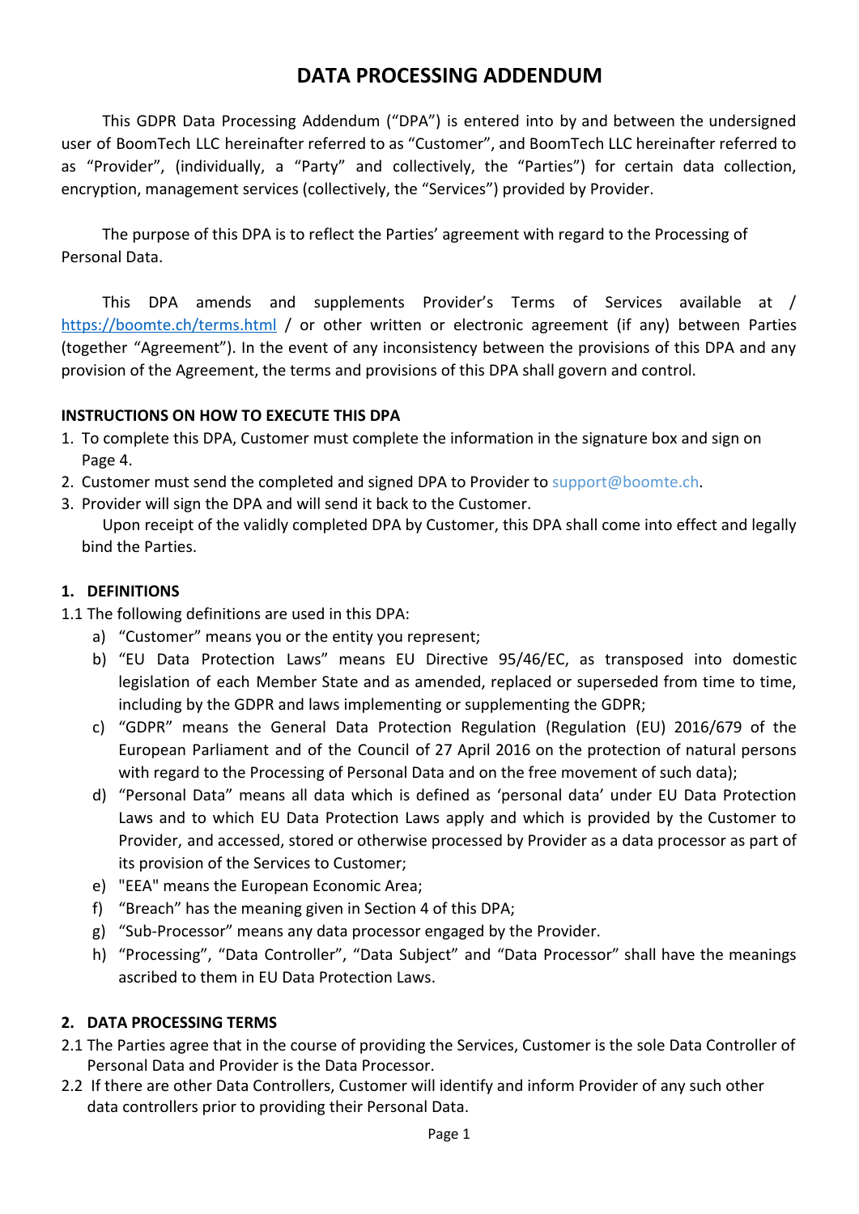# DATA PROCESSING ADDENDUM

This GDPR Data Processing Addendum ("DPA") is entered into by and between the undersigned user of BoomTech LLC hereinafter referred to as "Customer", and BoomTech LLC hereinafter referred to as "Provider", (individually, a "Party" and collectively, the "Parties") for certain data collection, encryption, management services (collectively, the "Services") provided by Provider.

The purpose of this DPA is to reflect the Parties' agreement with regard to the Processing of Personal Data.

This DPA amends and supplements Provider's Terms of Services available at / https://boomte.ch/terms.html / or other written or electronic agreement (if any) between Parties (together "Agreement"). In the event of any inconsistency between the provisions of this DPA and any provision of the Agreement, the terms and provisions of this DPA shall govern and control.

**INSTRUCTIONS ON HOW TO EXECUTE THIS DPA**

1. To complete this DPA, Customer must complete the information in the signature box and sign on Page 4.
2. Customer must send the completed and signed DPA to Provider to support@boomte.ch.
3. Provider will sign the DPA and will send it back to the Customer.

   Upon receipt of the validly completed DPA by Customer, this DPA shall come into effect and legally bind the Parties.

## 1. DEFINITIONS

1.1 The following definitions are used in this DPA:

a) "Customer" means you or the entity you represent;

b) "EU Data Protection Laws" means EU Directive 95/46/EC, as transposed into domestic legislation of each Member State and as amended, replaced or superseded from time to time, including by the GDPR and laws implementing or supplementing the GDPR;

c) "GDPR" means the General Data Protection Regulation (Regulation (EU) 2016/679 of the European Parliament and of the Council of 27 April 2016 on the protection of natural persons with regard to the Processing of Personal Data and on the free movement of such data);

d) "Personal Data" means all data which is defined as 'personal data' under EU Data Protection Laws and to which EU Data Protection Laws apply and which is provided by the Customer to Provider, and accessed, stored or otherwise processed by Provider as a data processor as part of its provision of the Services to Customer;

e) "EEA" means the European Economic Area;

f) "Breach" has the meaning given in Section 4 of this DPA;

g) "Sub-Processor" means any data processor engaged by the Provider.

h) "Processing", "Data Controller", "Data Subject" and "Data Processor" shall have the meanings ascribed to them in EU Data Protection Laws.

## 2. DATA PROCESSING TERMS

2.1 The Parties agree that in the course of providing the Services, Customer is the sole Data Controller of Personal Data and Provider is the Data Processor.

2.2 If there are other Data Controllers, Customer will identify and inform Provider of any such other data controllers prior to providing their Personal Data.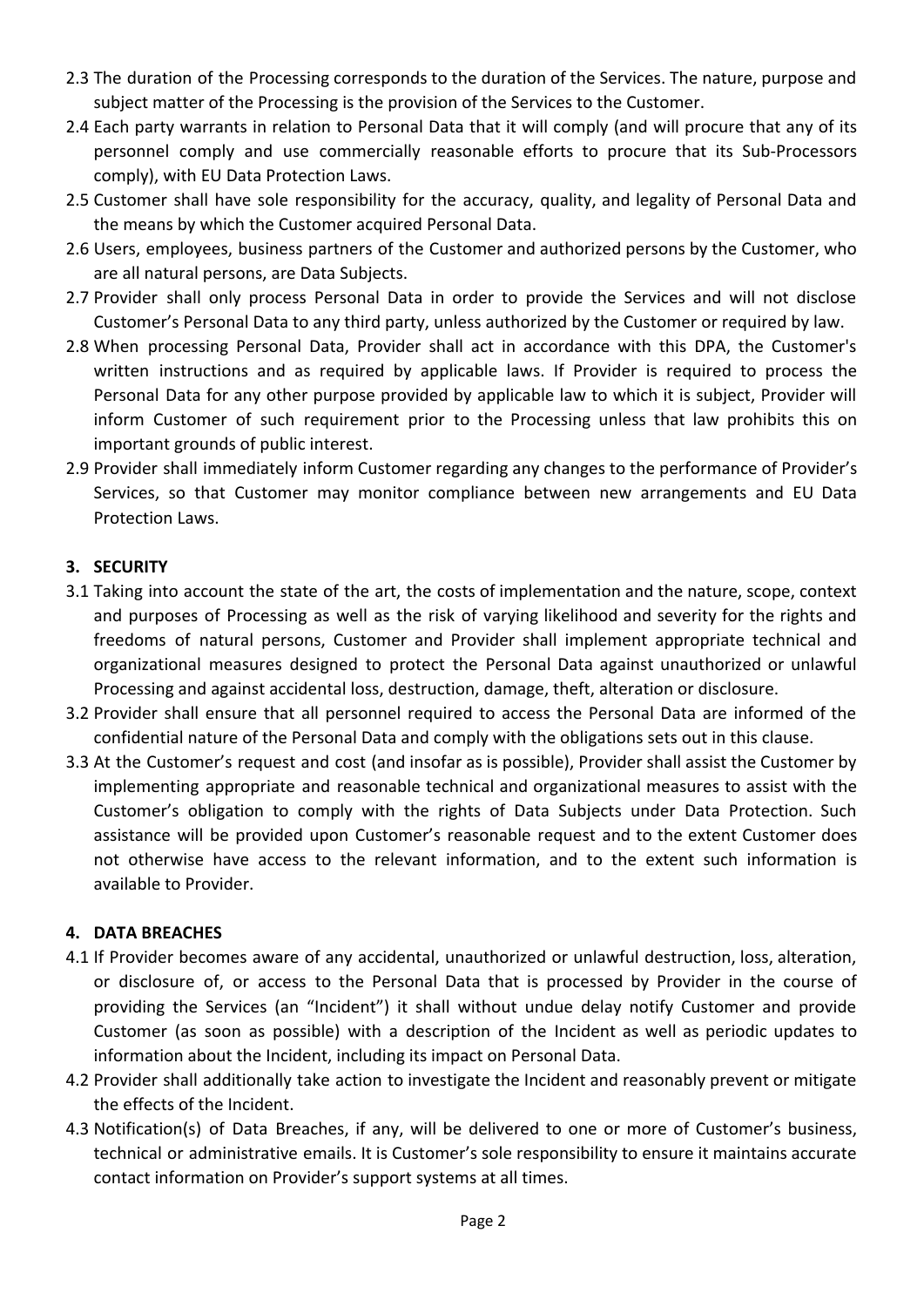2.3 The duration of the Processing corresponds to the duration of the Services. The nature, purpose and subject matter of the Processing is the provision of the Services to the Customer.

2.4 Each party warrants in relation to Personal Data that it will comply (and will procure that any of its personnel comply and use commercially reasonable efforts to procure that its Sub-Processors comply), with EU Data Protection Laws.

2.5 Customer shall have sole responsibility for the accuracy, quality, and legality of Personal Data and the means by which the Customer acquired Personal Data.

2.6 Users, employees, business partners of the Customer and authorized persons by the Customer, who are all natural persons, are Data Subjects.

2.7 Provider shall only process Personal Data in order to provide the Services and will not disclose Customer's Personal Data to any third party, unless authorized by the Customer or required by law.

2.8 When processing Personal Data, Provider shall act in accordance with this DPA, the Customer's written instructions and as required by applicable laws. If Provider is required to process the Personal Data for any other purpose provided by applicable law to which it is subject, Provider will inform Customer of such requirement prior to the Processing unless that law prohibits this on important grounds of public interest.

2.9 Provider shall immediately inform Customer regarding any changes to the performance of Provider's Services, so that Customer may monitor compliance between new arrangements and EU Data Protection Laws.

## 3. SECURITY

3.1 Taking into account the state of the art, the costs of implementation and the nature, scope, context and purposes of Processing as well as the risk of varying likelihood and severity for the rights and freedoms of natural persons, Customer and Provider shall implement appropriate technical and organizational measures designed to protect the Personal Data against unauthorized or unlawful Processing and against accidental loss, destruction, damage, theft, alteration or disclosure.

3.2 Provider shall ensure that all personnel required to access the Personal Data are informed of the confidential nature of the Personal Data and comply with the obligations sets out in this clause.

3.3 At the Customer's request and cost (and insofar as is possible), Provider shall assist the Customer by implementing appropriate and reasonable technical and organizational measures to assist with the Customer's obligation to comply with the rights of Data Subjects under Data Protection. Such assistance will be provided upon Customer's reasonable request and to the extent Customer does not otherwise have access to the relevant information, and to the extent such information is available to Provider.

## 4. DATA BREACHES

4.1 If Provider becomes aware of any accidental, unauthorized or unlawful destruction, loss, alteration, or disclosure of, or access to the Personal Data that is processed by Provider in the course of providing the Services (an "Incident") it shall without undue delay notify Customer and provide Customer (as soon as possible) with a description of the Incident as well as periodic updates to information about the Incident, including its impact on Personal Data.

4.2 Provider shall additionally take action to investigate the Incident and reasonably prevent or mitigate the effects of the Incident.

4.3 Notification(s) of Data Breaches, if any, will be delivered to one or more of Customer's business, technical or administrative emails. It is Customer's sole responsibility to ensure it maintains accurate contact information on Provider's support systems at all times.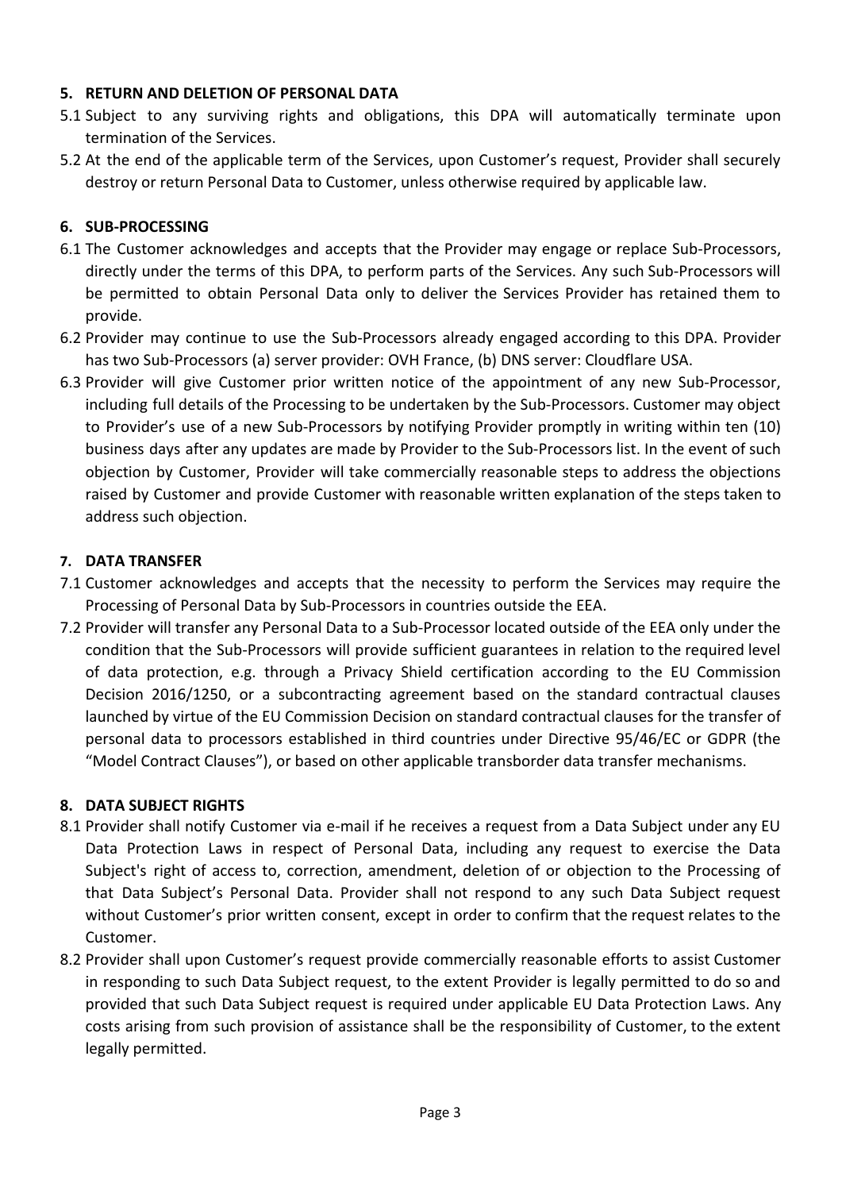## 5. RETURN AND DELETION OF PERSONAL DATA

5.1 Subject to any surviving rights and obligations, this DPA will automatically terminate upon termination of the Services.

5.2 At the end of the applicable term of the Services, upon Customer's request, Provider shall securely destroy or return Personal Data to Customer, unless otherwise required by applicable law.

## 6. SUB-PROCESSING

6.1 The Customer acknowledges and accepts that the Provider may engage or replace Sub-Processors, directly under the terms of this DPA, to perform parts of the Services. Any such Sub-Processors will be permitted to obtain Personal Data only to deliver the Services Provider has retained them to provide.

6.2 Provider may continue to use the Sub-Processors already engaged according to this DPA. Provider has two Sub-Processors (a) server provider: OVH France, (b) DNS server: Cloudflare USA.

6.3 Provider will give Customer prior written notice of the appointment of any new Sub-Processor, including full details of the Processing to be undertaken by the Sub-Processors. Customer may object to Provider's use of a new Sub-Processors by notifying Provider promptly in writing within ten (10) business days after any updates are made by Provider to the Sub-Processors list. In the event of such objection by Customer, Provider will take commercially reasonable steps to address the objections raised by Customer and provide Customer with reasonable written explanation of the steps taken to address such objection.

## 7. DATA TRANSFER

7.1 Customer acknowledges and accepts that the necessity to perform the Services may require the Processing of Personal Data by Sub-Processors in countries outside the EEA.

7.2 Provider will transfer any Personal Data to a Sub-Processor located outside of the EEA only under the condition that the Sub-Processors will provide sufficient guarantees in relation to the required level of data protection, e.g. through a Privacy Shield certification according to the EU Commission Decision 2016/1250, or a subcontracting agreement based on the standard contractual clauses launched by virtue of the EU Commission Decision on standard contractual clauses for the transfer of personal data to processors established in third countries under Directive 95/46/EC or GDPR (the "Model Contract Clauses"), or based on other applicable transborder data transfer mechanisms.

## 8. DATA SUBJECT RIGHTS

8.1 Provider shall notify Customer via e-mail if he receives a request from a Data Subject under any EU Data Protection Laws in respect of Personal Data, including any request to exercise the Data Subject's right of access to, correction, amendment, deletion of or objection to the Processing of that Data Subject's Personal Data. Provider shall not respond to any such Data Subject request without Customer's prior written consent, except in order to confirm that the request relates to the Customer.

8.2 Provider shall upon Customer's request provide commercially reasonable efforts to assist Customer in responding to such Data Subject request, to the extent Provider is legally permitted to do so and provided that such Data Subject request is required under applicable EU Data Protection Laws. Any costs arising from such provision of assistance shall be the responsibility of Customer, to the extent legally permitted.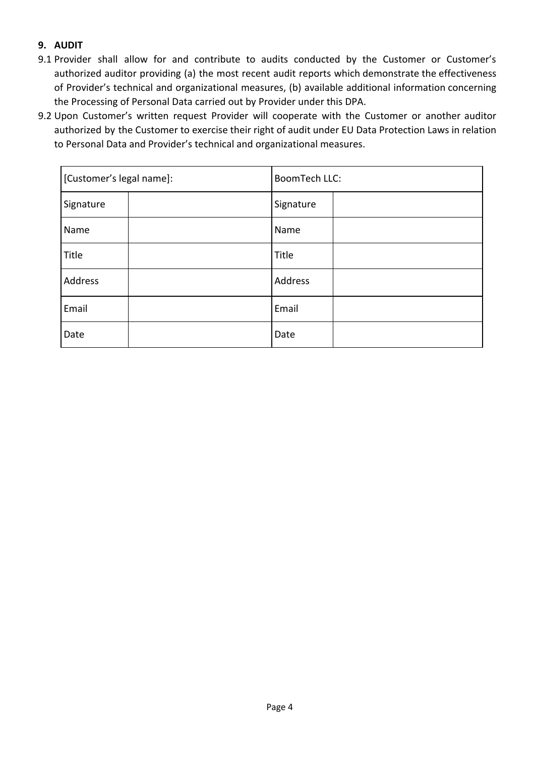## 9. AUDIT

9.1 Provider shall allow for and contribute to audits conducted by the Customer or Customer's authorized auditor providing (a) the most recent audit reports which demonstrate the effectiveness of Provider's technical and organizational measures, (b) available additional information concerning the Processing of Personal Data carried out by Provider under this DPA.

9.2 Upon Customer's written request Provider will cooperate with the Customer or another auditor authorized by the Customer to exercise their right of audit under EU Data Protection Laws in relation to Personal Data and Provider's technical and organizational measures.

| [Customer's legal name]: | | BoomTech LLC: | |
|---|---|---|---|
| Signature | | Signature | |
| Name | | Name | |
| Title | | Title | |
| Address | | Address | |
| Email | | Email | |
| Date | | Date | |